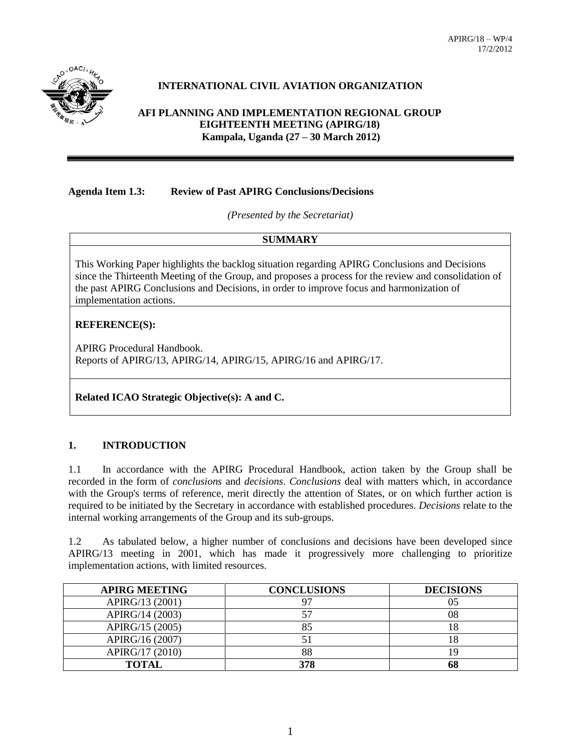APIRG/18 – WP/4
17/2/2012

**INTERNATIONAL CIVIL AVIATION ORGANIZATION**

**AFI PLANNING AND IMPLEMENTATION REGIONAL GROUP**
**EIGHTEENTH MEETING (APIRG/18)**
**Kampala, Uganda (27 – 30 March 2012)**

---

**Agenda Item 1.3: Review of Past APIRG Conclusions/Decisions**

*(Presented by the Secretariat)*

| **SUMMARY** |
|---|
| This Working Paper highlights the backlog situation regarding APIRG Conclusions and Decisions since the Thirteenth Meeting of the Group, and proposes a process for the review and consolidation of the past APIRG Conclusions and Decisions, in order to improve focus and harmonization of implementation actions. |
| **REFERENCE(S):**<br><br>APIRG Procedural Handbook.<br>Reports of APIRG/13, APIRG/14, APIRG/15, APIRG/16 and APIRG/17. |
| **Related ICAO Strategic Objective(s): A and C.** |

## 1. INTRODUCTION

1.1 In accordance with the APIRG Procedural Handbook, action taken by the Group shall be recorded in the form of *conclusions* and *decisions*. *Conclusions* deal with matters which, in accordance with the Group's terms of reference, merit directly the attention of States, or on which further action is required to be initiated by the Secretary in accordance with established procedures. *Decisions* relate to the internal working arrangements of the Group and its sub-groups.

1.2 As tabulated below, a higher number of conclusions and decisions have been developed since APIRG/13 meeting in 2001, which has made it progressively more challenging to prioritize implementation actions, with limited resources.

| APIRG MEETING | CONCLUSIONS | DECISIONS |
|---|---|---|
| APIRG/13 (2001) | 97 | 05 |
| APIRG/14 (2003) | 57 | 08 |
| APIRG/15 (2005) | 85 | 18 |
| APIRG/16 (2007) | 51 | 18 |
| APIRG/17 (2010) | 88 | 19 |
| **TOTAL** | **378** | **68** |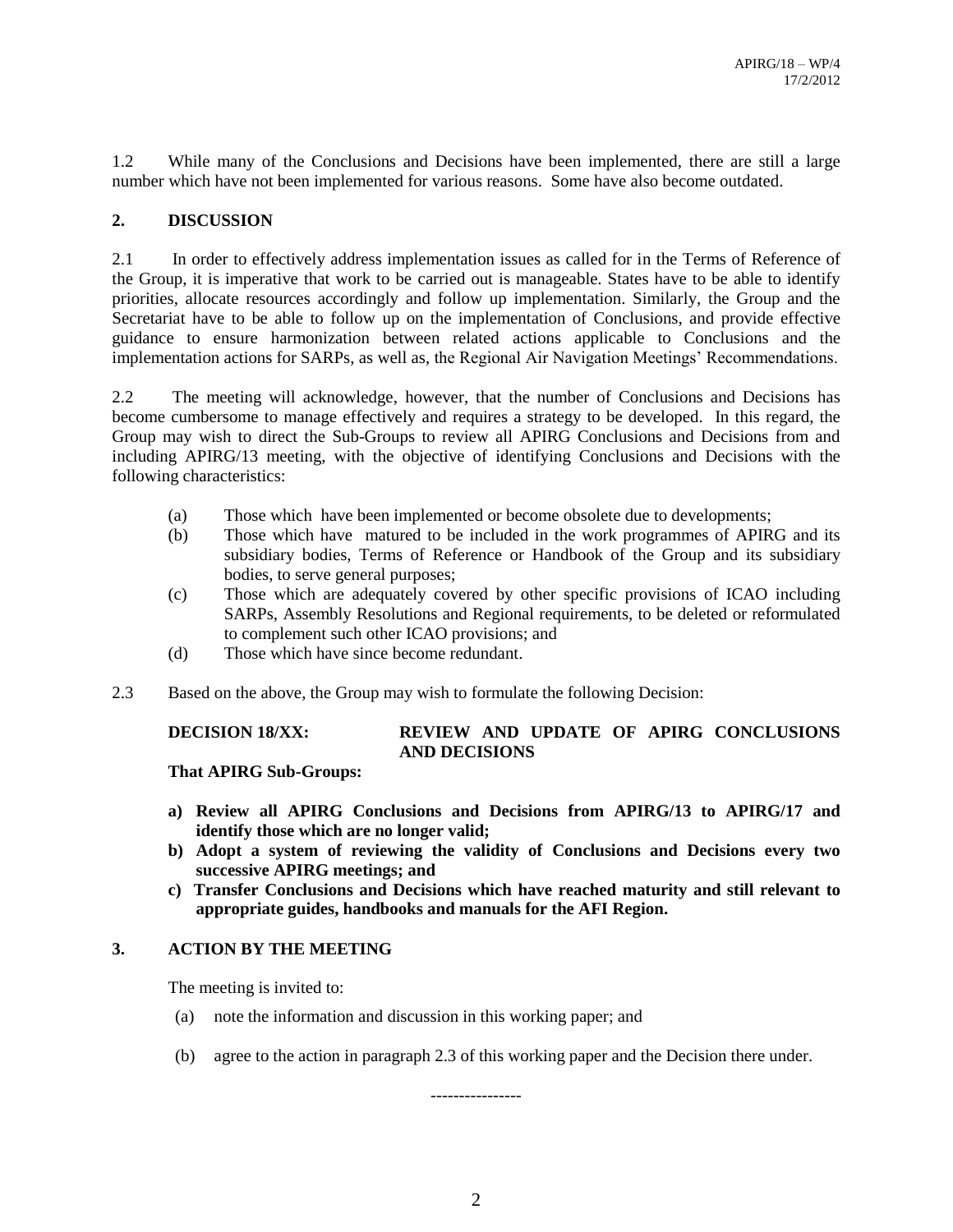1.2 While many of the Conclusions and Decisions have been implemented, there are still a large number which have not been implemented for various reasons. Some have also become outdated.

## 2. DISCUSSION

2.1 In order to effectively address implementation issues as called for in the Terms of Reference of the Group, it is imperative that work to be carried out is manageable. States have to be able to identify priorities, allocate resources accordingly and follow up implementation. Similarly, the Group and the Secretariat have to be able to follow up on the implementation of Conclusions, and provide effective guidance to ensure harmonization between related actions applicable to Conclusions and the implementation actions for SARPs, as well as, the Regional Air Navigation Meetings' Recommendations.

2.2 The meeting will acknowledge, however, that the number of Conclusions and Decisions has become cumbersome to manage effectively and requires a strategy to be developed. In this regard, the Group may wish to direct the Sub-Groups to review all APIRG Conclusions and Decisions from and including APIRG/13 meeting, with the objective of identifying Conclusions and Decisions with the following characteristics:

(a) Those which have been implemented or become obsolete due to developments;
(b) Those which have matured to be included in the work programmes of APIRG and its subsidiary bodies, Terms of Reference or Handbook of the Group and its subsidiary bodies, to serve general purposes;
(c) Those which are adequately covered by other specific provisions of ICAO including SARPs, Assembly Resolutions and Regional requirements, to be deleted or reformulated to complement such other ICAO provisions; and
(d) Those which have since become redundant.

2.3 Based on the above, the Group may wish to formulate the following Decision:

**DECISION 18/XX: REVIEW AND UPDATE OF APIRG CONCLUSIONS AND DECISIONS**

**That APIRG Sub-Groups:**

**a) Review all APIRG Conclusions and Decisions from APIRG/13 to APIRG/17 and identify those which are no longer valid;**
**b) Adopt a system of reviewing the validity of Conclusions and Decisions every two successive APIRG meetings; and**
**c) Transfer Conclusions and Decisions which have reached maturity and still relevant to appropriate guides, handbooks and manuals for the AFI Region.**

## 3. ACTION BY THE MEETING

The meeting is invited to:

(a) note the information and discussion in this working paper; and

(b) agree to the action in paragraph 2.3 of this working paper and the Decision there under.

----------------